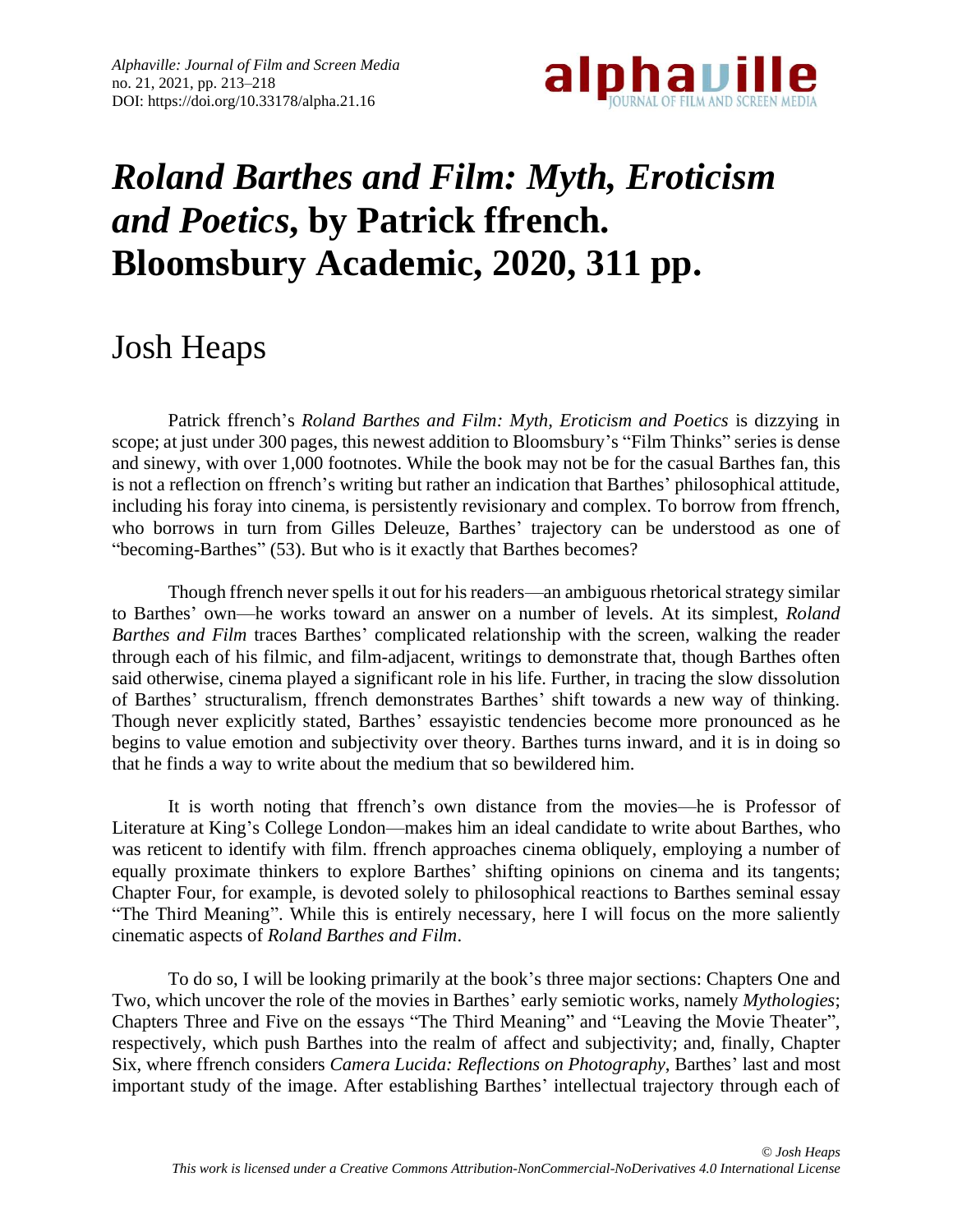# *Roland Barthes and Film: Myth, Eroticism and Poetics*, by Patrick ffrench. Bloomsbury Academic, 2020, 311 pp.

## Josh Heaps

Patrick ffrench's *Roland Barthes and Film: Myth, Eroticism and Poetics* is dizzying in scope; at just under 300 pages, this newest addition to Bloomsbury's "Film Thinks" series is dense and sinewy, with over 1,000 footnotes. While the book may not be for the casual Barthes fan, this is not a reflection on ffrench's writing but rather an indication that Barthes' philosophical attitude, including his foray into cinema, is persistently revisionary and complex. To borrow from ffrench, who borrows in turn from Gilles Deleuze, Barthes' trajectory can be understood as one of "becoming-Barthes" (53). But who is it exactly that Barthes becomes?

Though ffrench never spells it out for his readers—an ambiguous rhetorical strategy similar to Barthes' own—he works toward an answer on a number of levels. At its simplest, *Roland Barthes and Film* traces Barthes' complicated relationship with the screen, walking the reader through each of his filmic, and film-adjacent, writings to demonstrate that, though Barthes often said otherwise, cinema played a significant role in his life. Further, in tracing the slow dissolution of Barthes' structuralism, ffrench demonstrates Barthes' shift towards a new way of thinking. Though never explicitly stated, Barthes' essayistic tendencies become more pronounced as he begins to value emotion and subjectivity over theory. Barthes turns inward, and it is in doing so that he finds a way to write about the medium that so bewildered him.

It is worth noting that ffrench's own distance from the movies—he is Professor of Literature at King's College London—makes him an ideal candidate to write about Barthes, who was reticent to identify with film. ffrench approaches cinema obliquely, employing a number of equally proximate thinkers to explore Barthes' shifting opinions on cinema and its tangents; Chapter Four, for example, is devoted solely to philosophical reactions to Barthes seminal essay "The Third Meaning". While this is entirely necessary, here I will focus on the more saliently cinematic aspects of *Roland Barthes and Film*.

To do so, I will be looking primarily at the book's three major sections: Chapters One and Two, which uncover the role of the movies in Barthes' early semiotic works, namely *Mythologies*; Chapters Three and Five on the essays "The Third Meaning" and "Leaving the Movie Theater", respectively, which push Barthes into the realm of affect and subjectivity; and, finally, Chapter Six, where ffrench considers *Camera Lucida: Reflections on Photography*, Barthes' last and most important study of the image. After establishing Barthes' intellectual trajectory through each of

*© Josh Heaps*
*This work is licensed under a Creative Commons Attribution-NonCommercial-NoDerivatives 4.0 International License*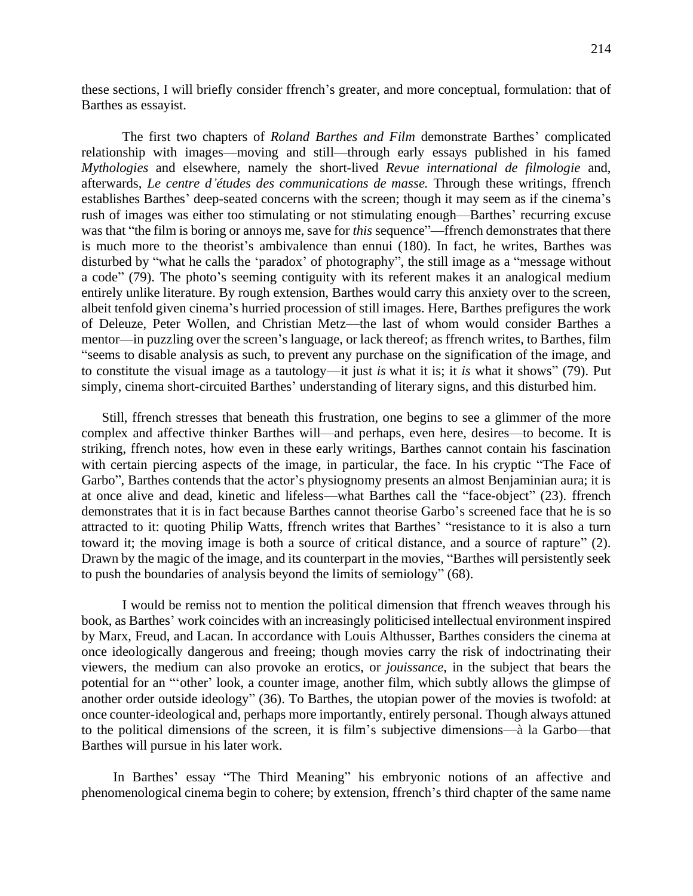these sections, I will briefly consider ffrench's greater, and more conceptual, formulation: that of Barthes as essayist.

The first two chapters of *Roland Barthes and Film* demonstrate Barthes' complicated relationship with images—moving and still—through early essays published in his famed *Mythologies* and elsewhere, namely the short-lived *Revue international de filmologie* and, afterwards, *Le centre d'études des communications de masse.* Through these writings, ffrench establishes Barthes' deep-seated concerns with the screen; though it may seem as if the cinema's rush of images was either too stimulating or not stimulating enough—Barthes' recurring excuse was that "the film is boring or annoys me, save for *this* sequence"—ffrench demonstrates that there is much more to the theorist's ambivalence than ennui (180). In fact, he writes, Barthes was disturbed by "what he calls the 'paradox' of photography", the still image as a "message without a code" (79). The photo's seeming contiguity with its referent makes it an analogical medium entirely unlike literature. By rough extension, Barthes would carry this anxiety over to the screen, albeit tenfold given cinema's hurried procession of still images. Here, Barthes prefigures the work of Deleuze, Peter Wollen, and Christian Metz—the last of whom would consider Barthes a mentor—in puzzling over the screen's language, or lack thereof; as ffrench writes, to Barthes, film "seems to disable analysis as such, to prevent any purchase on the signification of the image, and to constitute the visual image as a tautology—it just *is* what it is; it *is* what it shows" (79). Put simply, cinema short-circuited Barthes' understanding of literary signs, and this disturbed him.

Still, ffrench stresses that beneath this frustration, one begins to see a glimmer of the more complex and affective thinker Barthes will—and perhaps, even here, desires—to become. It is striking, ffrench notes, how even in these early writings, Barthes cannot contain his fascination with certain piercing aspects of the image, in particular, the face. In his cryptic "The Face of Garbo", Barthes contends that the actor's physiognomy presents an almost Benjaminian aura; it is at once alive and dead, kinetic and lifeless—what Barthes call the "face-object" (23). ffrench demonstrates that it is in fact because Barthes cannot theorise Garbo's screened face that he is so attracted to it: quoting Philip Watts, ffrench writes that Barthes' "resistance to it is also a turn toward it; the moving image is both a source of critical distance, and a source of rapture" (2). Drawn by the magic of the image, and its counterpart in the movies, "Barthes will persistently seek to push the boundaries of analysis beyond the limits of semiology" (68).

I would be remiss not to mention the political dimension that ffrench weaves through his book, as Barthes' work coincides with an increasingly politicised intellectual environment inspired by Marx, Freud, and Lacan. In accordance with Louis Althusser, Barthes considers the cinema at once ideologically dangerous and freeing; though movies carry the risk of indoctrinating their viewers, the medium can also provoke an erotics, or *jouissance*, in the subject that bears the potential for an "'other' look, a counter image, another film, which subtly allows the glimpse of another order outside ideology" (36). To Barthes, the utopian power of the movies is twofold: at once counter-ideological and, perhaps more importantly, entirely personal. Though always attuned to the political dimensions of the screen, it is film's subjective dimensions—à la Garbo—that Barthes will pursue in his later work.

In Barthes' essay "The Third Meaning" his embryonic notions of an affective and phenomenological cinema begin to cohere; by extension, ffrench's third chapter of the same name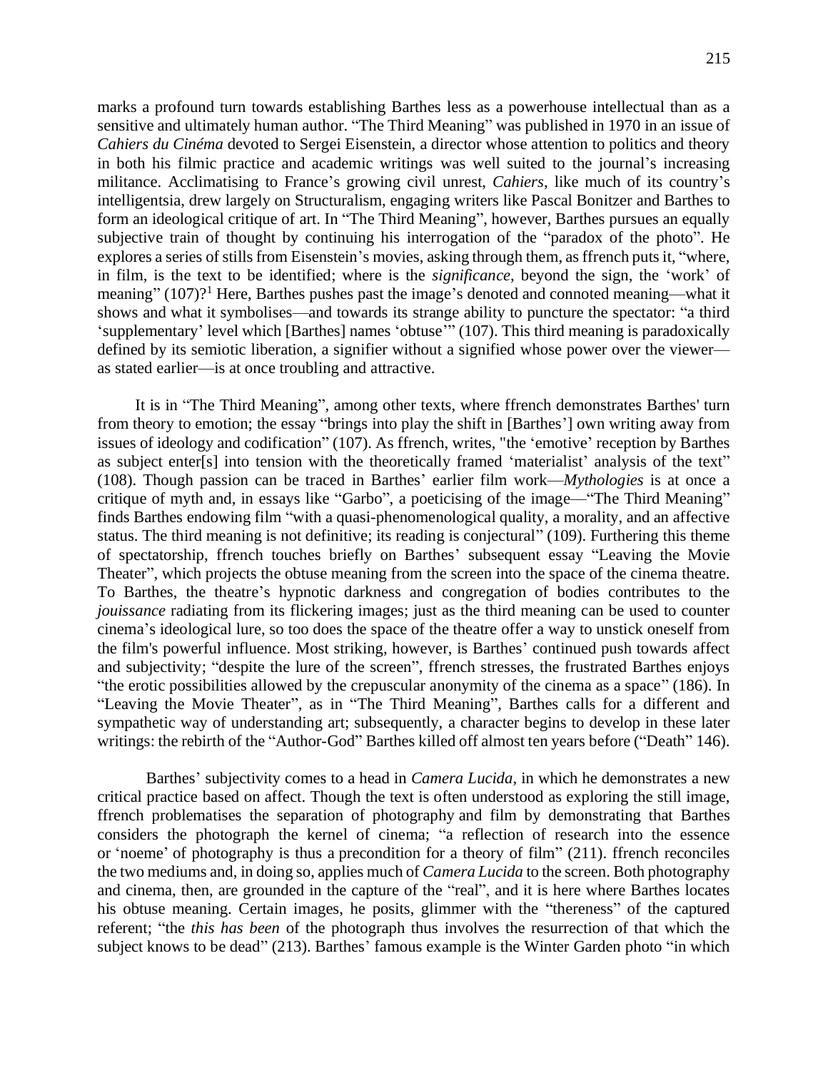marks a profound turn towards establishing Barthes less as a powerhouse intellectual than as a sensitive and ultimately human author. "The Third Meaning" was published in 1970 in an issue of *Cahiers du Cinéma* devoted to Sergei Eisenstein, a director whose attention to politics and theory in both his filmic practice and academic writings was well suited to the journal's increasing militance. Acclimatising to France's growing civil unrest, *Cahiers*, like much of its country's intelligentsia, drew largely on Structuralism, engaging writers like Pascal Bonitzer and Barthes to form an ideological critique of art. In "The Third Meaning", however, Barthes pursues an equally subjective train of thought by continuing his interrogation of the "paradox of the photo". He explores a series of stills from Eisenstein's movies, asking through them, as ffrench puts it, "where, in film, is the text to be identified; where is the *significance*, beyond the sign, the 'work' of meaning" (107)?[1] Here, Barthes pushes past the image's denoted and connoted meaning—what it shows and what it symbolises—and towards its strange ability to puncture the spectator: "a third 'supplementary' level which [Barthes] names 'obtuse'" (107). This third meaning is paradoxically defined by its semiotic liberation, a signifier without a signified whose power over the viewer—as stated earlier—is at once troubling and attractive.

It is in "The Third Meaning", among other texts, where ffrench demonstrates Barthes' turn from theory to emotion; the essay "brings into play the shift in [Barthes'] own writing away from issues of ideology and codification" (107). As ffrench, writes, "the 'emotive' reception by Barthes as subject enter[s] into tension with the theoretically framed 'materialist' analysis of the text" (108). Though passion can be traced in Barthes' earlier film work—*Mythologies* is at once a critique of myth and, in essays like "Garbo", a poeticising of the image—"The Third Meaning" finds Barthes endowing film "with a quasi-phenomenological quality, a morality, and an affective status. The third meaning is not definitive; its reading is conjectural" (109). Furthering this theme of spectatorship, ffrench touches briefly on Barthes' subsequent essay "Leaving the Movie Theater", which projects the obtuse meaning from the screen into the space of the cinema theatre. To Barthes, the theatre's hypnotic darkness and congregation of bodies contributes to the *jouissance* radiating from its flickering images; just as the third meaning can be used to counter cinema's ideological lure, so too does the space of the theatre offer a way to unstick oneself from the film's powerful influence. Most striking, however, is Barthes' continued push towards affect and subjectivity; "despite the lure of the screen", ffrench stresses, the frustrated Barthes enjoys "the erotic possibilities allowed by the crepuscular anonymity of the cinema as a space" (186). In "Leaving the Movie Theater", as in "The Third Meaning", Barthes calls for a different and sympathetic way of understanding art; subsequently, a character begins to develop in these later writings: the rebirth of the "Author-God" Barthes killed off almost ten years before ("Death" 146).

Barthes' subjectivity comes to a head in *Camera Lucida*, in which he demonstrates a new critical practice based on affect. Though the text is often understood as exploring the still image, ffrench problematises the separation of photography and film by demonstrating that Barthes considers the photograph the kernel of cinema; "a reflection of research into the essence or 'noeme' of photography is thus a precondition for a theory of film" (211). ffrench reconciles the two mediums and, in doing so, applies much of *Camera Lucida* to the screen. Both photography and cinema, then, are grounded in the capture of the "real", and it is here where Barthes locates his obtuse meaning. Certain images, he posits, glimmer with the "thereness" of the captured referent; "the *this has been* of the photograph thus involves the resurrection of that which the subject knows to be dead" (213). Barthes' famous example is the Winter Garden photo "in which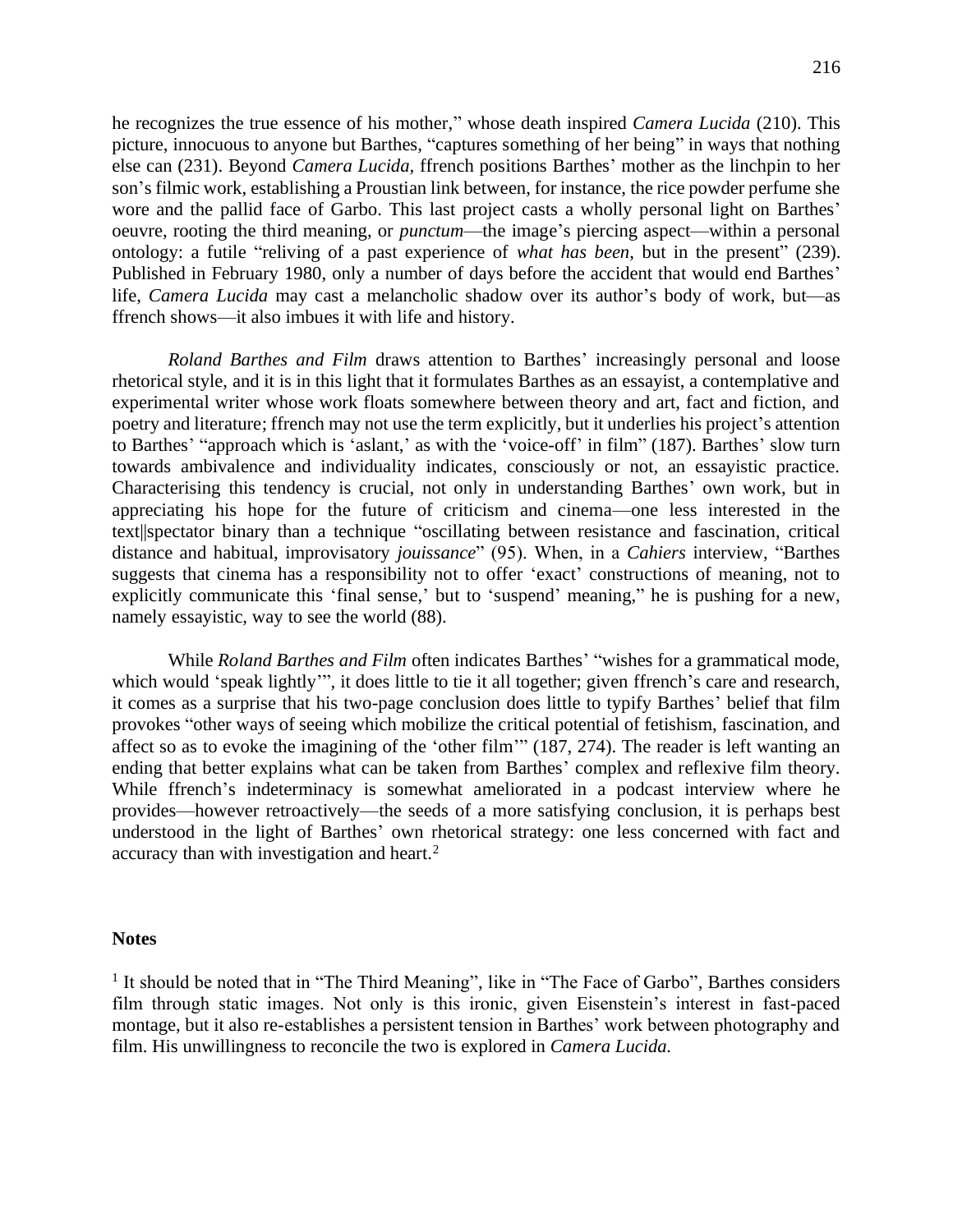he recognizes the true essence of his mother," whose death inspired *Camera Lucida* (210). This picture, innocuous to anyone but Barthes, "captures something of her being" in ways that nothing else can (231). Beyond *Camera Lucida*, ffrench positions Barthes' mother as the linchpin to her son's filmic work, establishing a Proustian link between, for instance, the rice powder perfume she wore and the pallid face of Garbo. This last project casts a wholly personal light on Barthes' oeuvre, rooting the third meaning, or *punctum*—the image's piercing aspect—within a personal ontology: a futile "reliving of a past experience of *what has been*, but in the present" (239). Published in February 1980, only a number of days before the accident that would end Barthes' life, *Camera Lucida* may cast a melancholic shadow over its author's body of work, but—as ffrench shows—it also imbues it with life and history.

*Roland Barthes and Film* draws attention to Barthes' increasingly personal and loose rhetorical style, and it is in this light that it formulates Barthes as an essayist, a contemplative and experimental writer whose work floats somewhere between theory and art, fact and fiction, and poetry and literature; ffrench may not use the term explicitly, but it underlies his project's attention to Barthes' "approach which is 'aslant,' as with the 'voice-off' in film" (187). Barthes' slow turn towards ambivalence and individuality indicates, consciously or not, an essayistic practice. Characterising this tendency is crucial, not only in understanding Barthes' own work, but in appreciating his hope for the future of criticism and cinema—one less interested in the text||spectator binary than a technique "oscillating between resistance and fascination, critical distance and habitual, improvisatory *jouissance*" (95). When, in a *Cahiers* interview, "Barthes suggests that cinema has a responsibility not to offer 'exact' constructions of meaning, not to explicitly communicate this 'final sense,' but to 'suspend' meaning," he is pushing for a new, namely essayistic, way to see the world (88).

While *Roland Barthes and Film* often indicates Barthes' "wishes for a grammatical mode, which would 'speak lightly'", it does little to tie it all together; given ffrench's care and research, it comes as a surprise that his two-page conclusion does little to typify Barthes' belief that film provokes "other ways of seeing which mobilize the critical potential of fetishism, fascination, and affect so as to evoke the imagining of the 'other film'" (187, 274). The reader is left wanting an ending that better explains what can be taken from Barthes' complex and reflexive film theory. While ffrench's indeterminacy is somewhat ameliorated in a podcast interview where he provides—however retroactively—the seeds of a more satisfying conclusion, it is perhaps best understood in the light of Barthes' own rhetorical strategy: one less concerned with fact and accuracy than with investigation and heart.[2]

**Notes**

[1] It should be noted that in "The Third Meaning", like in "The Face of Garbo", Barthes considers film through static images. Not only is this ironic, given Eisenstein's interest in fast-paced montage, but it also re-establishes a persistent tension in Barthes' work between photography and film. His unwillingness to reconcile the two is explored in *Camera Lucida.*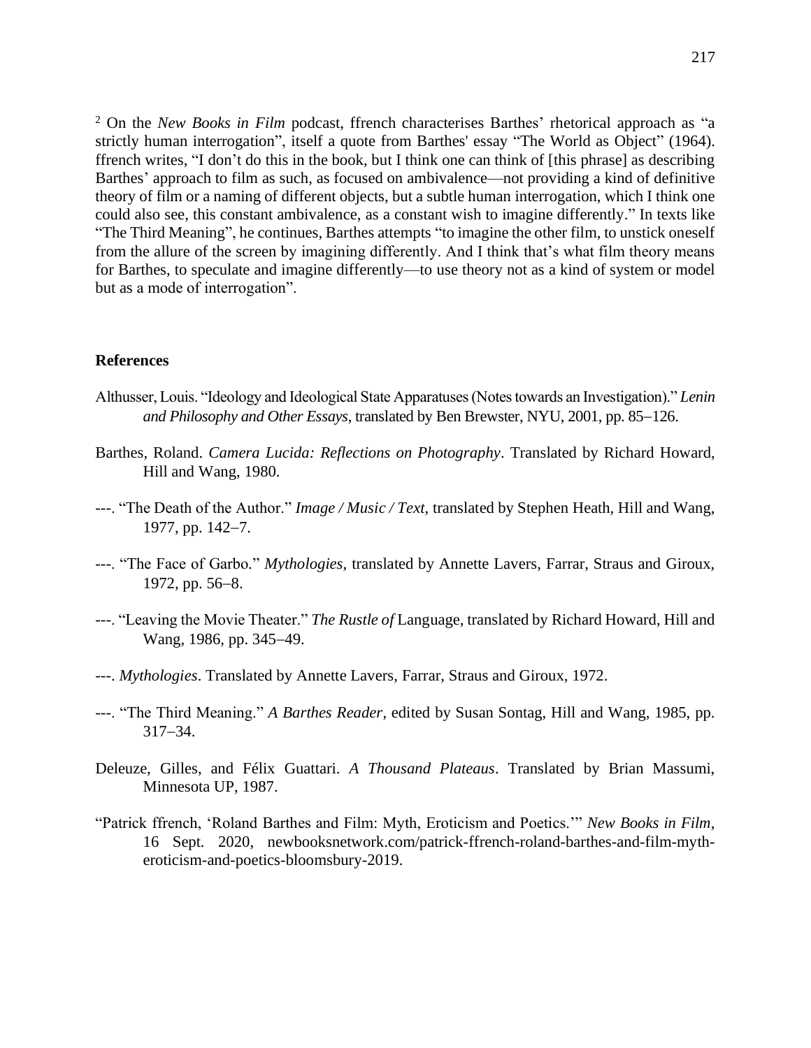[2] On the *New Books in Film* podcast, ffrench characterises Barthes' rhetorical approach as "a strictly human interrogation", itself a quote from Barthes' essay "The World as Object" (1964). ffrench writes, "I don't do this in the book, but I think one can think of [this phrase] as describing Barthes' approach to film as such, as focused on ambivalence—not providing a kind of definitive theory of film or a naming of different objects, but a subtle human interrogation, which I think one could also see, this constant ambivalence, as a constant wish to imagine differently." In texts like "The Third Meaning", he continues, Barthes attempts "to imagine the other film, to unstick oneself from the allure of the screen by imagining differently. And I think that's what film theory means for Barthes, to speculate and imagine differently—to use theory not as a kind of system or model but as a mode of interrogation".

**References**

Althusser, Louis. "Ideology and Ideological State Apparatuses (Notes towards an Investigation)." *Lenin and Philosophy and Other Essays*, translated by Ben Brewster, NYU, 2001, pp. 85–126.

Barthes, Roland. *Camera Lucida: Reflections on Photography*. Translated by Richard Howard, Hill and Wang, 1980.

---. "The Death of the Author." *Image / Music / Text*, translated by Stephen Heath, Hill and Wang, 1977, pp. 142–7.

---. "The Face of Garbo." *Mythologies*, translated by Annette Lavers, Farrar, Straus and Giroux, 1972, pp. 56–8.

---. "Leaving the Movie Theater." *The Rustle of* Language, translated by Richard Howard, Hill and Wang, 1986, pp. 345–49.

---. *Mythologies*. Translated by Annette Lavers, Farrar, Straus and Giroux, 1972.

---. "The Third Meaning." *A Barthes Reader*, edited by Susan Sontag, Hill and Wang, 1985, pp. 317–34.

Deleuze, Gilles, and Félix Guattari. *A Thousand Plateaus*. Translated by Brian Massumi, Minnesota UP, 1987.

"Patrick ffrench, 'Roland Barthes and Film: Myth, Eroticism and Poetics.'" *New Books in Film,* 16 Sept. 2020, newbooksnetwork.com/patrick-ffrench-roland-barthes-and-film-myth-eroticism-and-poetics-bloomsbury-2019.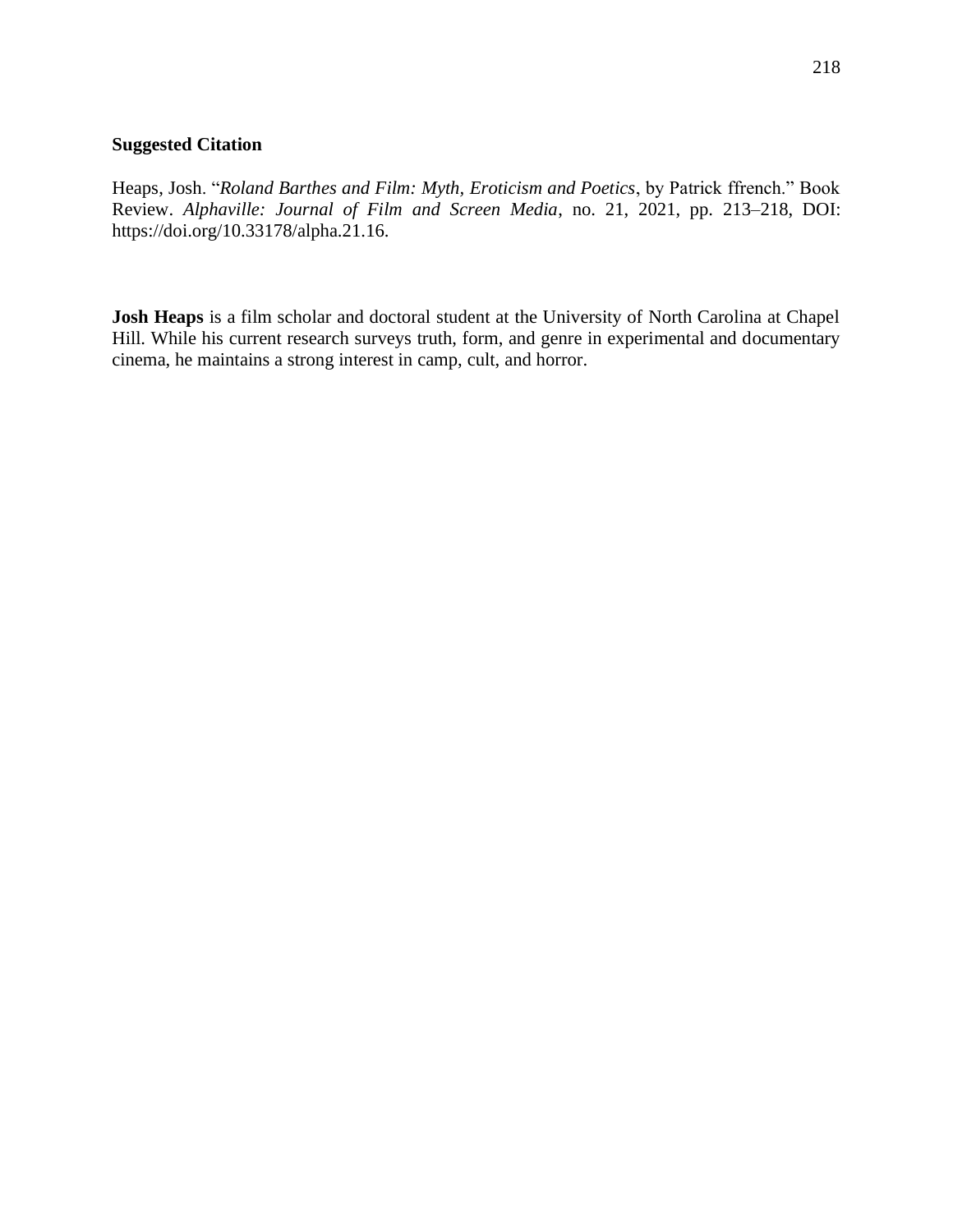**Suggested Citation**

Heaps, Josh. "*Roland Barthes and Film: Myth, Eroticism and Poetics*, by Patrick ffrench." Book Review. *Alphaville: Journal of Film and Screen Media*, no. 21, 2021, pp. 213–218, DOI: https://doi.org/10.33178/alpha.21.16.

**Josh Heaps** is a film scholar and doctoral student at the University of North Carolina at Chapel Hill. While his current research surveys truth, form, and genre in experimental and documentary cinema, he maintains a strong interest in camp, cult, and horror.